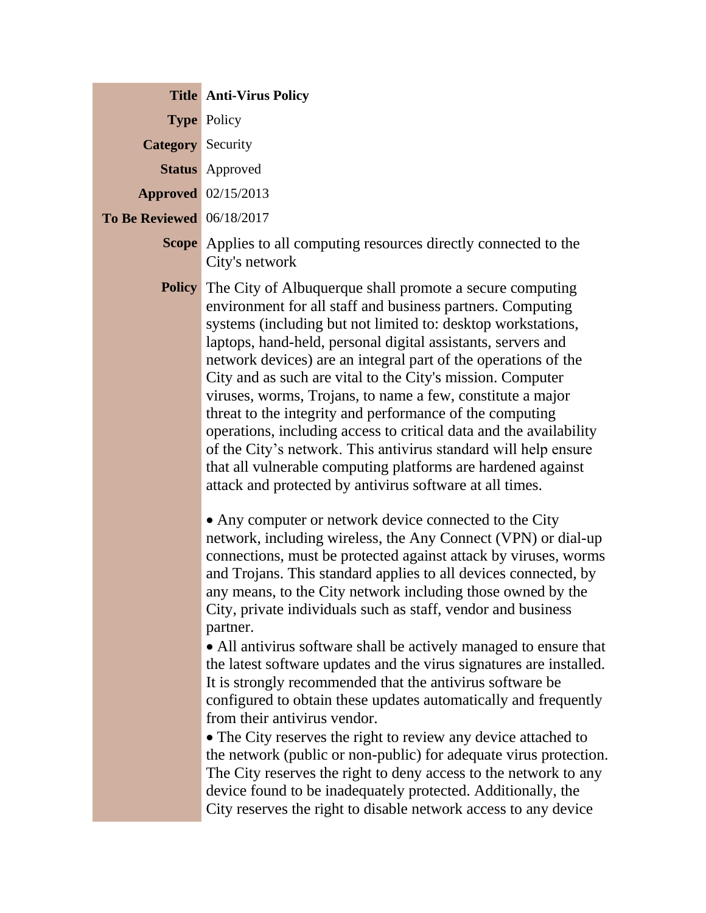| | |
|---|---|
| **Title** | **Anti-Virus Policy** |
| **Type** | Policy |
| **Category** | Security |
| **Status** | Approved |
| **Approved** | 02/15/2013 |
| **To Be Reviewed** | 06/18/2017 |
| **Scope** | Applies to all computing resources directly connected to the City's network |

**Policy**

The City of Albuquerque shall promote a secure computing environment for all staff and business partners. Computing systems (including but not limited to: desktop workstations, laptops, hand-held, personal digital assistants, servers and network devices) are an integral part of the operations of the City and as such are vital to the City's mission. Computer viruses, worms, Trojans, to name a few, constitute a major threat to the integrity and performance of the computing operations, including access to critical data and the availability of the City's network. This antivirus standard will help ensure that all vulnerable computing platforms are hardened against attack and protected by antivirus software at all times.

- Any computer or network device connected to the City network, including wireless, the Any Connect (VPN) or dial-up connections, must be protected against attack by viruses, worms and Trojans. This standard applies to all devices connected, by any means, to the City network including those owned by the City, private individuals such as staff, vendor and business partner.
- All antivirus software shall be actively managed to ensure that the latest software updates and the virus signatures are installed. It is strongly recommended that the antivirus software be configured to obtain these updates automatically and frequently from their antivirus vendor.
- The City reserves the right to review any device attached to the network (public or non-public) for adequate virus protection. The City reserves the right to deny access to the network to any device found to be inadequately protected. Additionally, the City reserves the right to disable network access to any device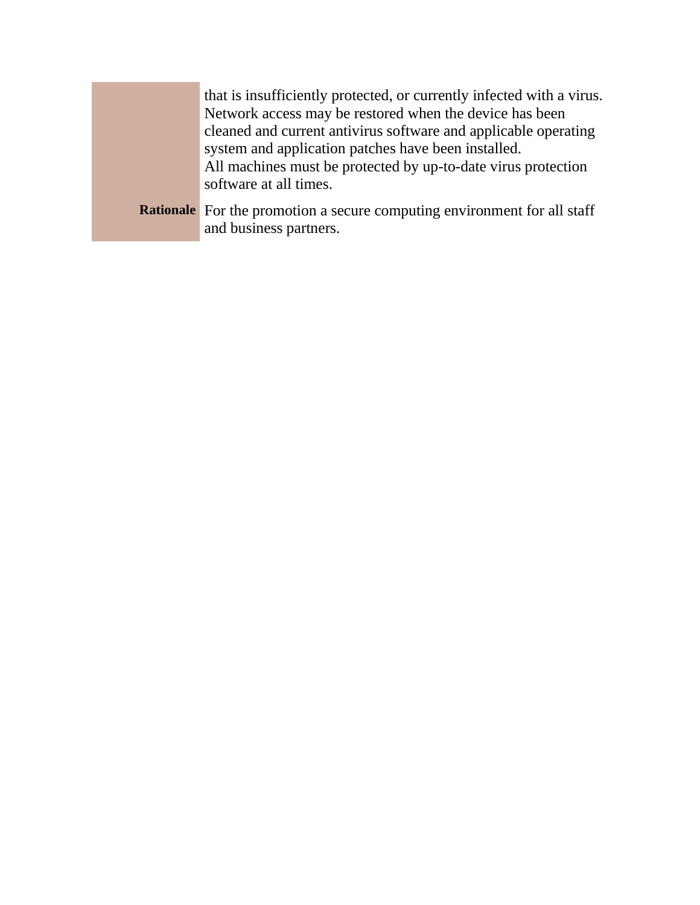| | |
|---|---|
| | that is insufficiently protected, or currently infected with a virus. Network access may be restored when the device has been cleaned and current antivirus software and applicable operating system and application patches have been installed. All machines must be protected by up-to-date virus protection software at all times. |
| **Rationale** | For the promotion a secure computing environment for all staff and business partners. |